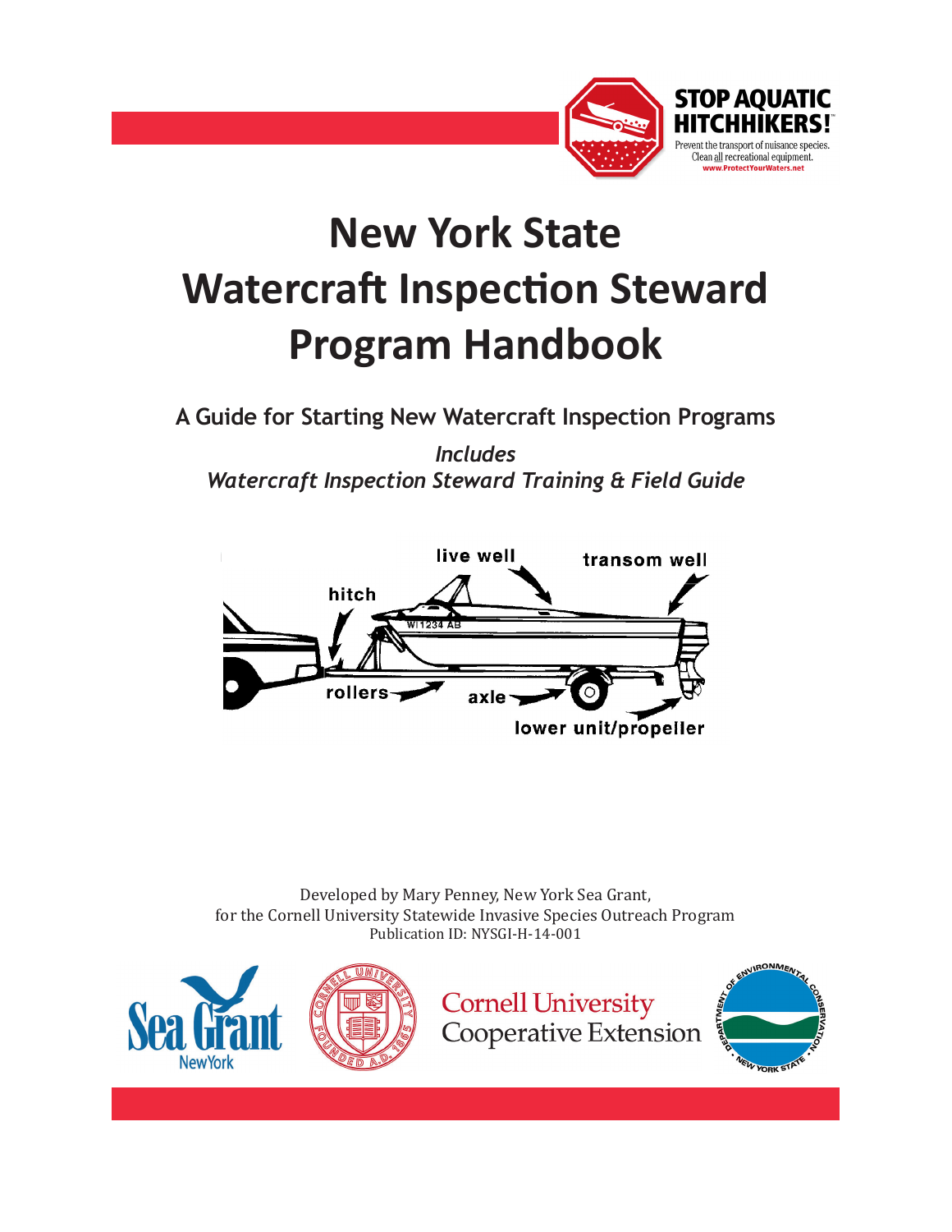STOP AQUATIC HITCHHIKERS!

Prevent the transport of nuisance species. Clean all recreational equipment.

www.ProtectYourWaters.net

# New York State Watercraft Inspection Steward Program Handbook

## A Guide for Starting New Watercraft Inspection Programs

*Includes*
*Watercraft Inspection Steward Training & Field Guide*

live well

transom well

hitch

rollers

axle

lower unit/propeller

Developed by Mary Penney, New York Sea Grant,
for the Cornell University Statewide Invasive Species Outreach Program
Publication ID: NYSGI-H-14-001

Sea Grant New York

Cornell University Cooperative Extension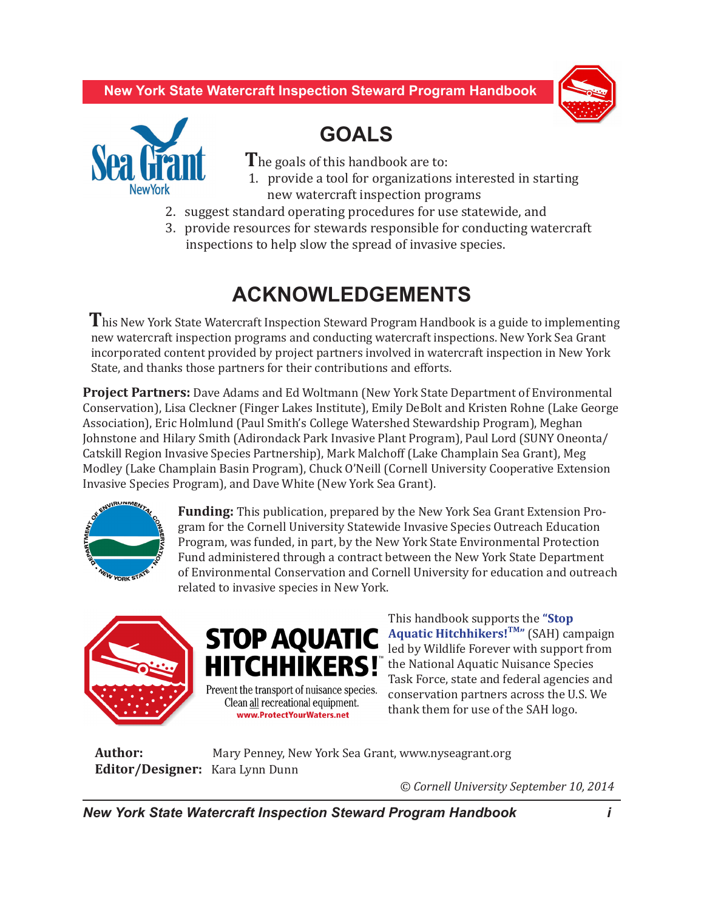## GOALS

The goals of this handbook are to:

1. provide a tool for organizations interested in starting new watercraft inspection programs
2. suggest standard operating procedures for use statewide, and
3. provide resources for stewards responsible for conducting watercraft inspections to help slow the spread of invasive species.

## ACKNOWLEDGEMENTS

This New York State Watercraft Inspection Steward Program Handbook is a guide to implementing new watercraft inspection programs and conducting watercraft inspections. New York Sea Grant incorporated content provided by project partners involved in watercraft inspection in New York State, and thanks those partners for their contributions and efforts.

**Project Partners:** Dave Adams and Ed Woltmann (New York State Department of Environmental Conservation), Lisa Cleckner (Finger Lakes Institute), Emily DeBolt and Kristen Rohne (Lake George Association), Eric Holmlund (Paul Smith's College Watershed Stewardship Program), Meghan Johnstone and Hilary Smith (Adirondack Park Invasive Plant Program), Paul Lord (SUNY Oneonta/ Catskill Region Invasive Species Partnership), Mark Malchoff (Lake Champlain Sea Grant), Meg Modley (Lake Champlain Basin Program), Chuck O'Neill (Cornell University Cooperative Extension Invasive Species Program), and Dave White (New York Sea Grant).

**Funding:** This publication, prepared by the New York Sea Grant Extension Program for the Cornell University Statewide Invasive Species Outreach Education Program, was funded, in part, by the New York State Environmental Protection Fund administered through a contract between the New York State Department of Environmental Conservation and Cornell University for education and outreach related to invasive species in New York.

STOP AQUATIC HITCHHIKERS!™
Prevent the transport of nuisance species. Clean all recreational equipment.
www.ProtectYourWaters.net

This handbook supports the **"Stop Aquatic Hitchhikers!™"** (SAH) campaign led by Wildlife Forever with support from the National Aquatic Nuisance Species Task Force, state and federal agencies and conservation partners across the U.S. We thank them for use of the SAH logo.

**Author:** Mary Penney, New York Sea Grant, www.nyseagrant.org
**Editor/Designer:** Kara Lynn Dunn

*© Cornell University September 10, 2014*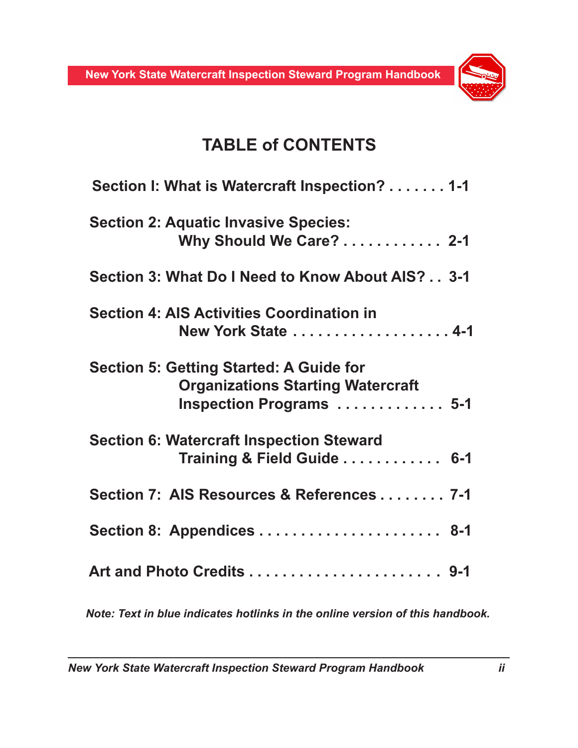# TABLE of CONTENTS

**Section I: What is Watercraft Inspection? . . . . . . . 1-1**

**Section 2: Aquatic Invasive Species: Why Should We Care? . . . . . . . . . . . . 2-1**

**Section 3: What Do I Need to Know About AIS? . . 3-1**

**Section 4: AIS Activities Coordination in New York State . . . . . . . . . . . . . . . . . . . 4-1**

**Section 5: Getting Started: A Guide for Organizations Starting Watercraft Inspection Programs . . . . . . . . . . . . . 5-1**

**Section 6: Watercraft Inspection Steward Training & Field Guide . . . . . . . . . . . . 6-1**

**Section 7: AIS Resources & References . . . . . . . . 7-1**

**Section 8: Appendices . . . . . . . . . . . . . . . . . . . . . . 8-1**

**Art and Photo Credits . . . . . . . . . . . . . . . . . . . . . . . 9-1**

***Note: Text in blue indicates hotlinks in the online version of this handbook.***